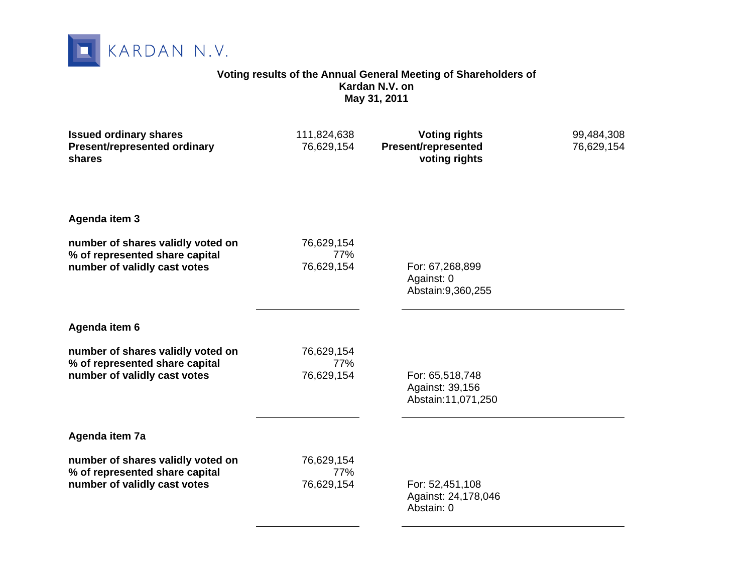KARDAN N.V.

**Voting results of the Annual General Meeting of Shareholders of Kardan N.V. on May 31, 2011**

| | | | |
|---|---|---|---|
| **Issued ordinary shares** | 111,824,638 | **Voting rights** | 99,484,308 |
| **Present/represented ordinary shares** | 76,629,154 | **Present/represented voting rights** | 76,629,154 |

**Agenda item 3**

| | | |
|---|---|---|
| **number of shares validly voted on** | 76,629,154 | |
| **% of represented share capital** | 77% | |
| **number of validly cast votes** | 76,629,154 | For: 67,268,899<br>Against: 0<br>Abstain:9,360,255 |

**Agenda item 6**

| | | |
|---|---|---|
| **number of shares validly voted on** | 76,629,154 | |
| **% of represented share capital** | 77% | |
| **number of validly cast votes** | 76,629,154 | For: 65,518,748<br>Against: 39,156<br>Abstain:11,071,250 |

**Agenda item 7a**

| | | |
|---|---|---|
| **number of shares validly voted on** | 76,629,154 | |
| **% of represented share capital** | 77% | |
| **number of validly cast votes** | 76,629,154 | For: 52,451,108<br>Against: 24,178,046<br>Abstain: 0 |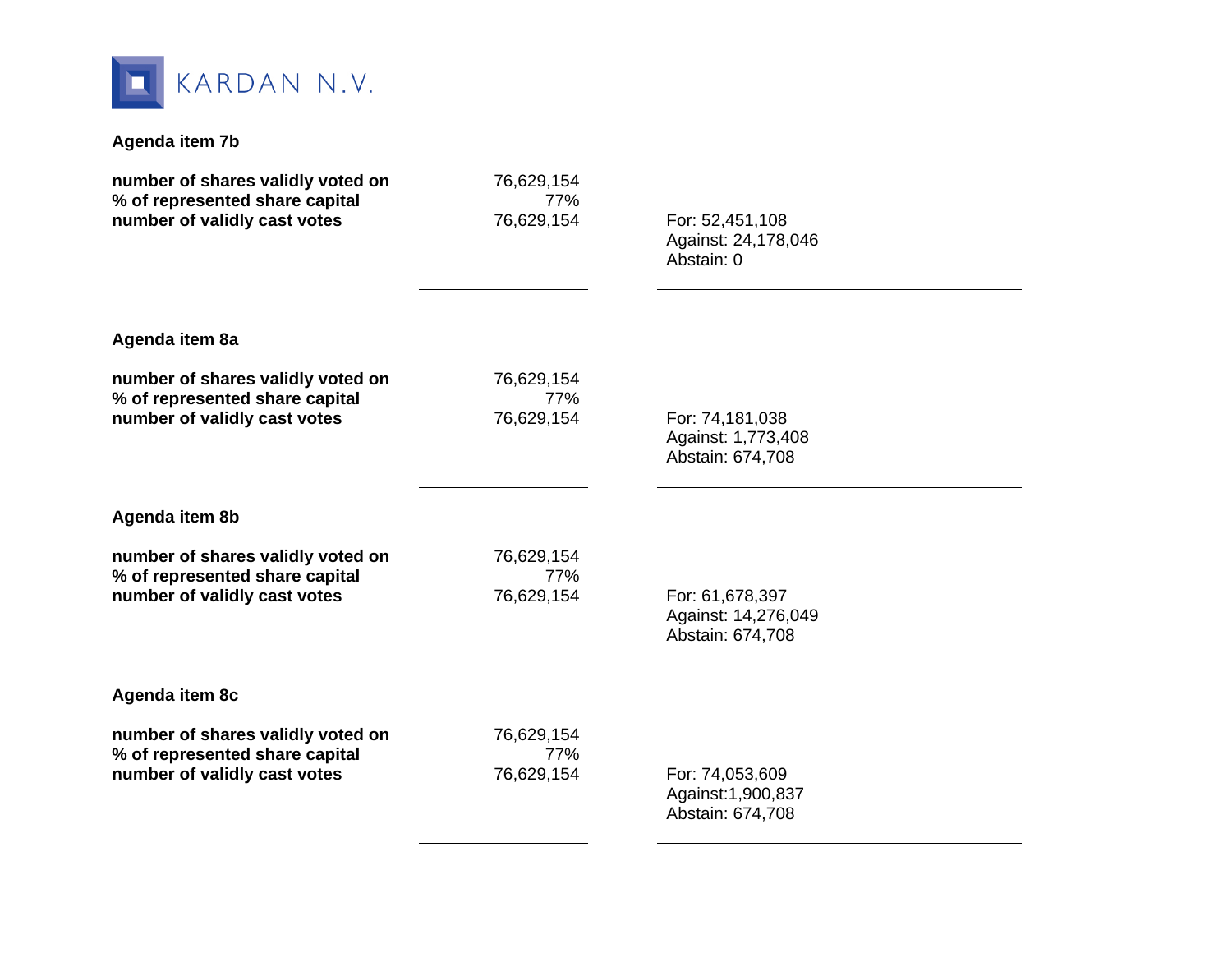KARDAN N.V.

**Agenda item 7b**

| | | |
|---|---|---|
| **number of shares validly voted on** | 76,629,154 | |
| **% of represented share capital** | 77% | |
| **number of validly cast votes** | 76,629,154 | For: 52,451,108<br>Against: 24,178,046<br>Abstain: 0 |

**Agenda item 8a**

| | | |
|---|---|---|
| **number of shares validly voted on** | 76,629,154 | |
| **% of represented share capital** | 77% | |
| **number of validly cast votes** | 76,629,154 | For: 74,181,038<br>Against: 1,773,408<br>Abstain: 674,708 |

**Agenda item 8b**

| | | |
|---|---|---|
| **number of shares validly voted on** | 76,629,154 | |
| **% of represented share capital** | 77% | |
| **number of validly cast votes** | 76,629,154 | For: 61,678,397<br>Against: 14,276,049<br>Abstain: 674,708 |

**Agenda item 8c**

| | | |
|---|---|---|
| **number of shares validly voted on** | 76,629,154 | |
| **% of represented share capital** | 77% | |
| **number of validly cast votes** | 76,629,154 | For: 74,053,609<br>Against:1,900,837<br>Abstain: 674,708 |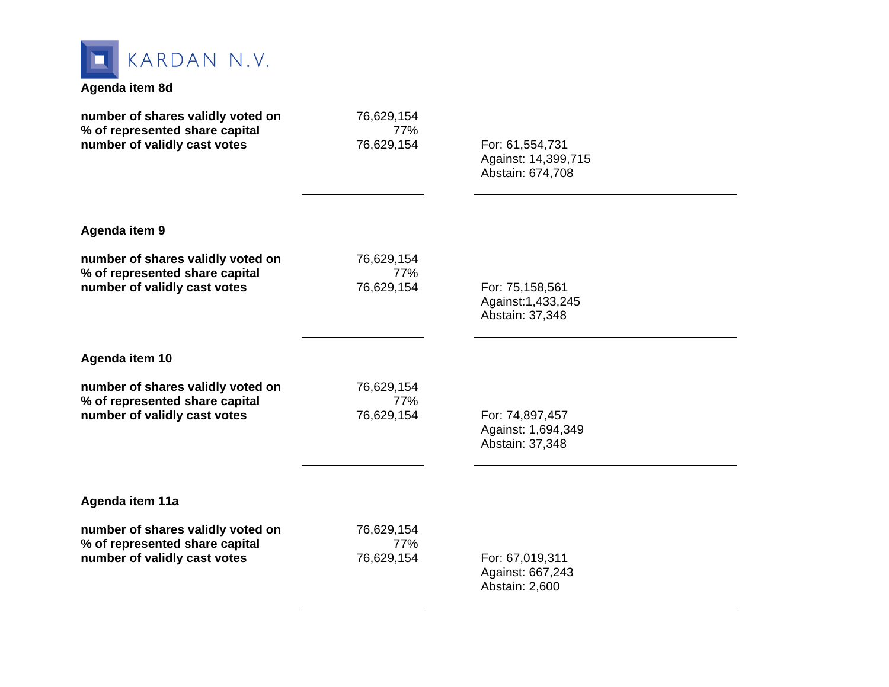KARDAN N.V.

**Agenda item 8d**

| | | |
|---|---|---|
| **number of shares validly voted on** | 76,629,154 | |
| **% of represented share capital** | 77% | |
| **number of validly cast votes** | 76,629,154 | For: 61,554,731<br>Against: 14,399,715<br>Abstain: 674,708 |

**Agenda item 9**

| | | |
|---|---|---|
| **number of shares validly voted on** | 76,629,154 | |
| **% of represented share capital** | 77% | |
| **number of validly cast votes** | 76,629,154 | For: 75,158,561<br>Against:1,433,245<br>Abstain: 37,348 |

**Agenda item 10**

| | | |
|---|---|---|
| **number of shares validly voted on** | 76,629,154 | |
| **% of represented share capital** | 77% | |
| **number of validly cast votes** | 76,629,154 | For: 74,897,457<br>Against: 1,694,349<br>Abstain: 37,348 |

**Agenda item 11a**

| | | |
|---|---|---|
| **number of shares validly voted on** | 76,629,154 | |
| **% of represented share capital** | 77% | |
| **number of validly cast votes** | 76,629,154 | For: 67,019,311<br>Against: 667,243<br>Abstain: 2,600 |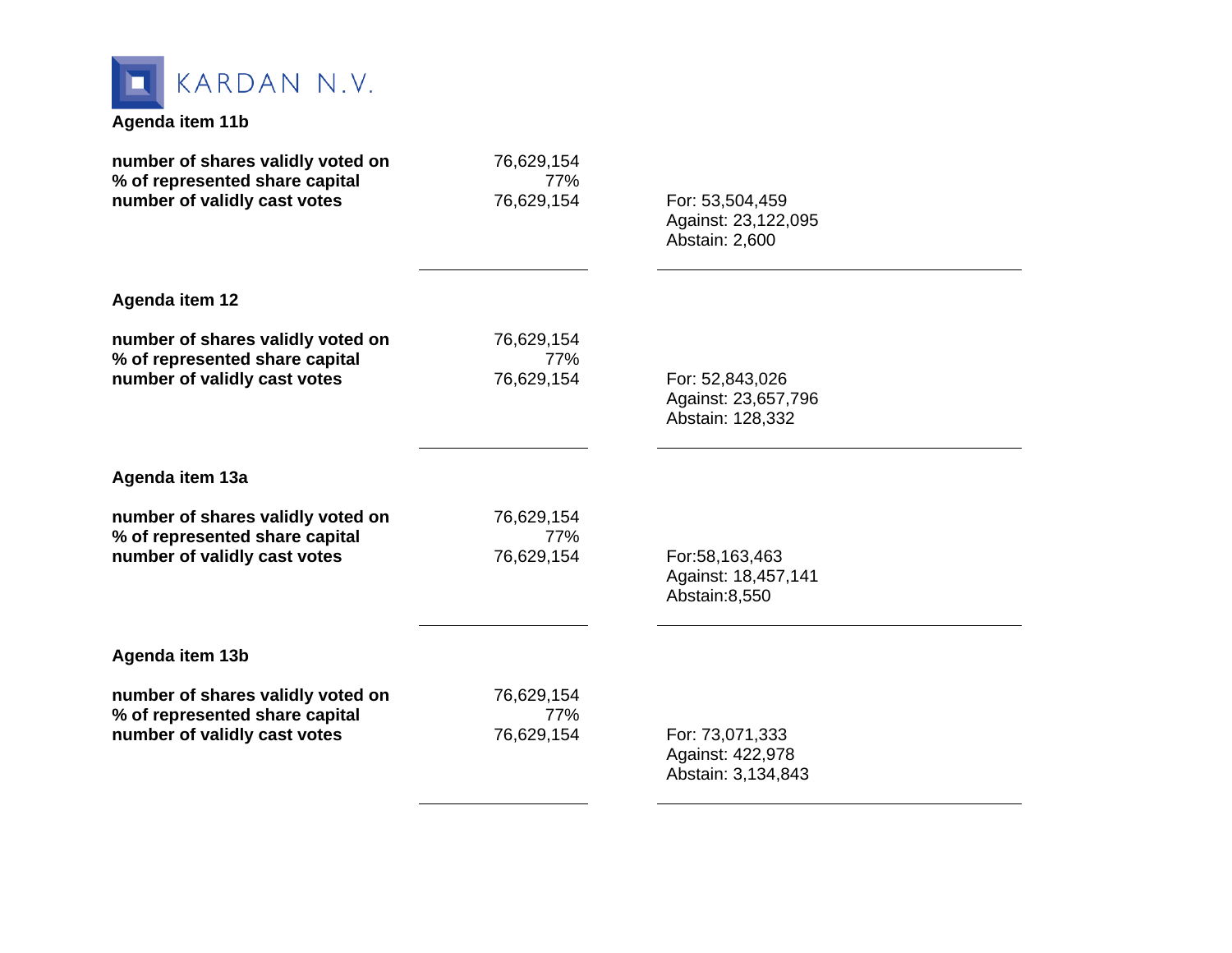KARDAN N.V.

**Agenda item 11b**

| | | |
|---|---|---|
| **number of shares validly voted on** | 76,629,154 | |
| **% of represented share capital** | 77% | |
| **number of validly cast votes** | 76,629,154 | For: 53,504,459<br>Against: 23,122,095<br>Abstain: 2,600 |

**Agenda item 12**

| | | |
|---|---|---|
| **number of shares validly voted on** | 76,629,154 | |
| **% of represented share capital** | 77% | |
| **number of validly cast votes** | 76,629,154 | For: 52,843,026<br>Against: 23,657,796<br>Abstain: 128,332 |

**Agenda item 13a**

| | | |
|---|---|---|
| **number of shares validly voted on** | 76,629,154 | |
| **% of represented share capital** | 77% | |
| **number of validly cast votes** | 76,629,154 | For:58,163,463<br>Against: 18,457,141<br>Abstain:8,550 |

**Agenda item 13b**

| | | |
|---|---|---|
| **number of shares validly voted on** | 76,629,154 | |
| **% of represented share capital** | 77% | |
| **number of validly cast votes** | 76,629,154 | For: 73,071,333<br>Against: 422,978<br>Abstain: 3,134,843 |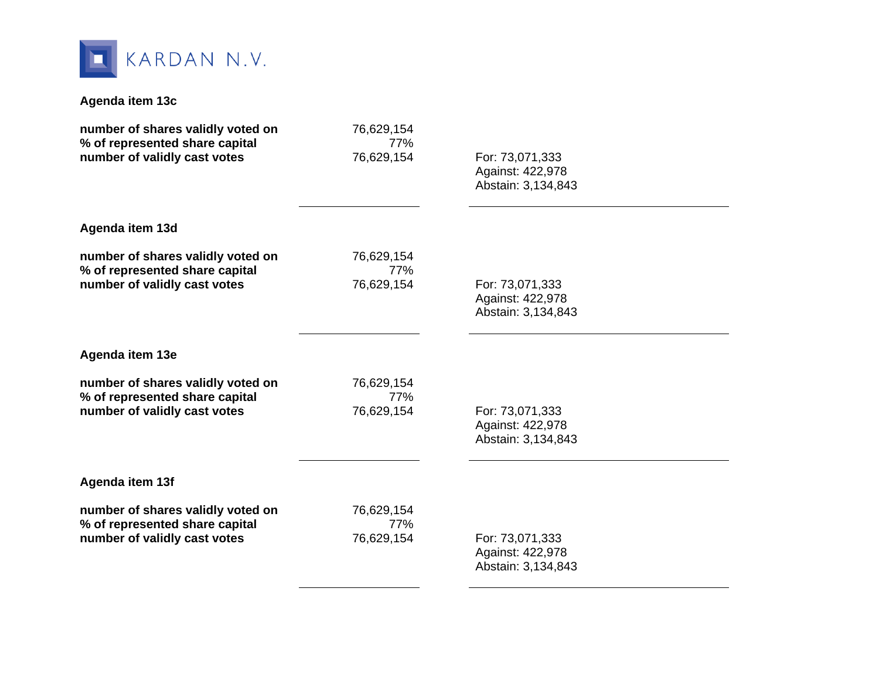KARDAN N.V.

**Agenda item 13c**

| | | |
|---|---|---|
| **number of shares validly voted on** | 76,629,154 | |
| **% of represented share capital** | 77% | |
| **number of validly cast votes** | 76,629,154 | For: 73,071,333<br>Against: 422,978<br>Abstain: 3,134,843 |

**Agenda item 13d**

| | | |
|---|---|---|
| **number of shares validly voted on** | 76,629,154 | |
| **% of represented share capital** | 77% | |
| **number of validly cast votes** | 76,629,154 | For: 73,071,333<br>Against: 422,978<br>Abstain: 3,134,843 |

**Agenda item 13e**

| | | |
|---|---|---|
| **number of shares validly voted on** | 76,629,154 | |
| **% of represented share capital** | 77% | |
| **number of validly cast votes** | 76,629,154 | For: 73,071,333<br>Against: 422,978<br>Abstain: 3,134,843 |

**Agenda item 13f**

| | | |
|---|---|---|
| **number of shares validly voted on** | 76,629,154 | |
| **% of represented share capital** | 77% | |
| **number of validly cast votes** | 76,629,154 | For: 73,071,333<br>Against: 422,978<br>Abstain: 3,134,843 |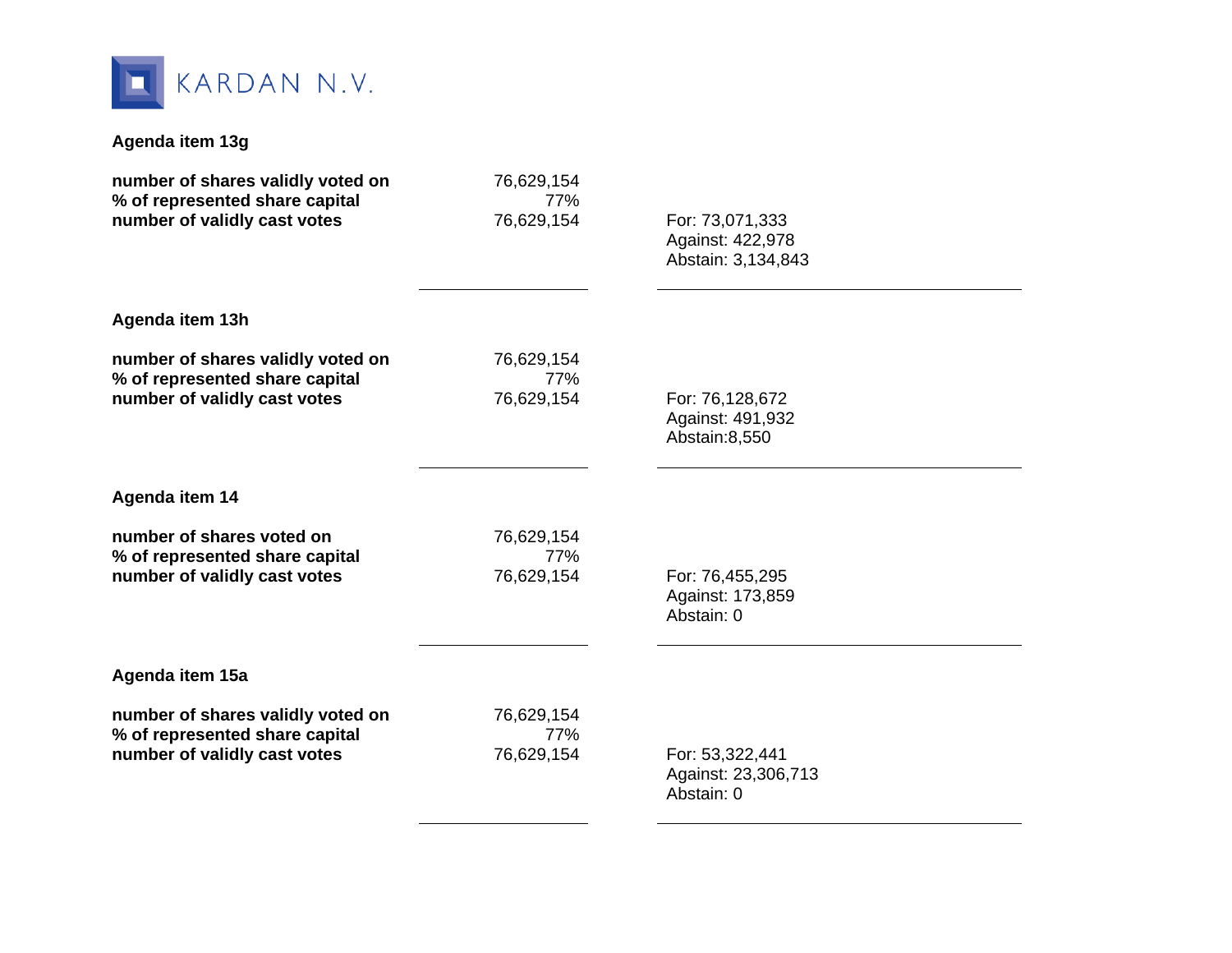KARDAN N.V.

**Agenda item 13g**

| | | |
|---|---|---|
| **number of shares validly voted on** | 76,629,154 | |
| **% of represented share capital** | 77% | |
| **number of validly cast votes** | 76,629,154 | For: 73,071,333<br>Against: 422,978<br>Abstain: 3,134,843 |

**Agenda item 13h**

| | | |
|---|---|---|
| **number of shares validly voted on** | 76,629,154 | |
| **% of represented share capital** | 77% | |
| **number of validly cast votes** | 76,629,154 | For: 76,128,672<br>Against: 491,932<br>Abstain:8,550 |

**Agenda item 14**

| | | |
|---|---|---|
| **number of shares voted on** | 76,629,154 | |
| **% of represented share capital** | 77% | |
| **number of validly cast votes** | 76,629,154 | For: 76,455,295<br>Against: 173,859<br>Abstain: 0 |

**Agenda item 15a**

| | | |
|---|---|---|
| **number of shares validly voted on** | 76,629,154 | |
| **% of represented share capital** | 77% | |
| **number of validly cast votes** | 76,629,154 | For: 53,322,441<br>Against: 23,306,713<br>Abstain: 0 |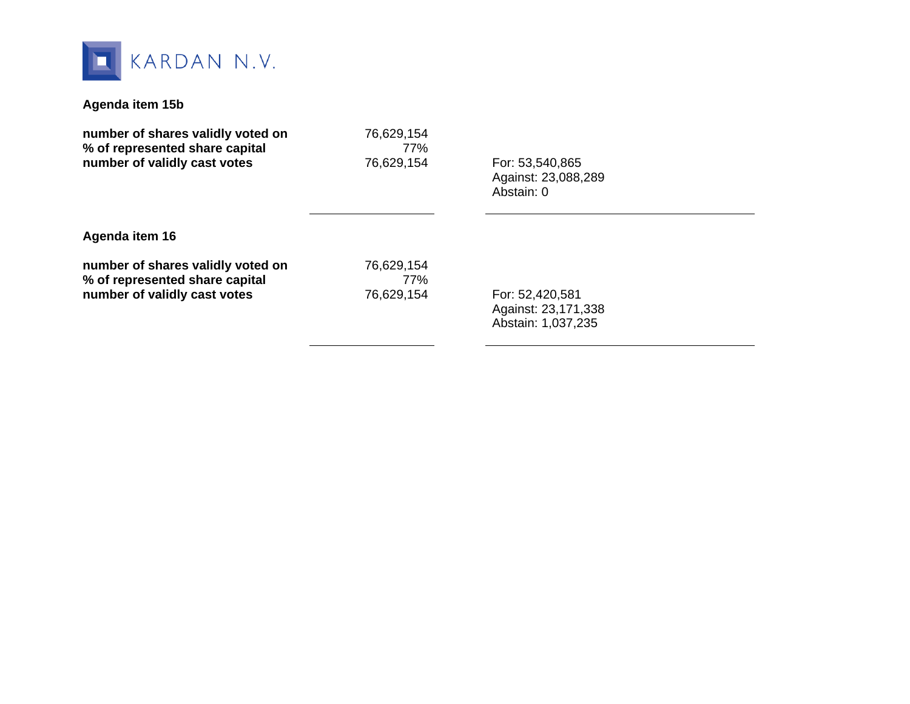KARDAN N.V.

**Agenda item 15b**

| | | |
|---|---|---|
| **number of shares validly voted on** | 76,629,154 | |
| **% of represented share capital** | 77% | |
| **number of validly cast votes** | 76,629,154 | For: 53,540,865<br>Against: 23,088,289<br>Abstain: 0 |

**Agenda item 16**

| | | |
|---|---|---|
| **number of shares validly voted on** | 76,629,154 | |
| **% of represented share capital** | 77% | |
| **number of validly cast votes** | 76,629,154 | For: 52,420,581<br>Against: 23,171,338<br>Abstain: 1,037,235 |